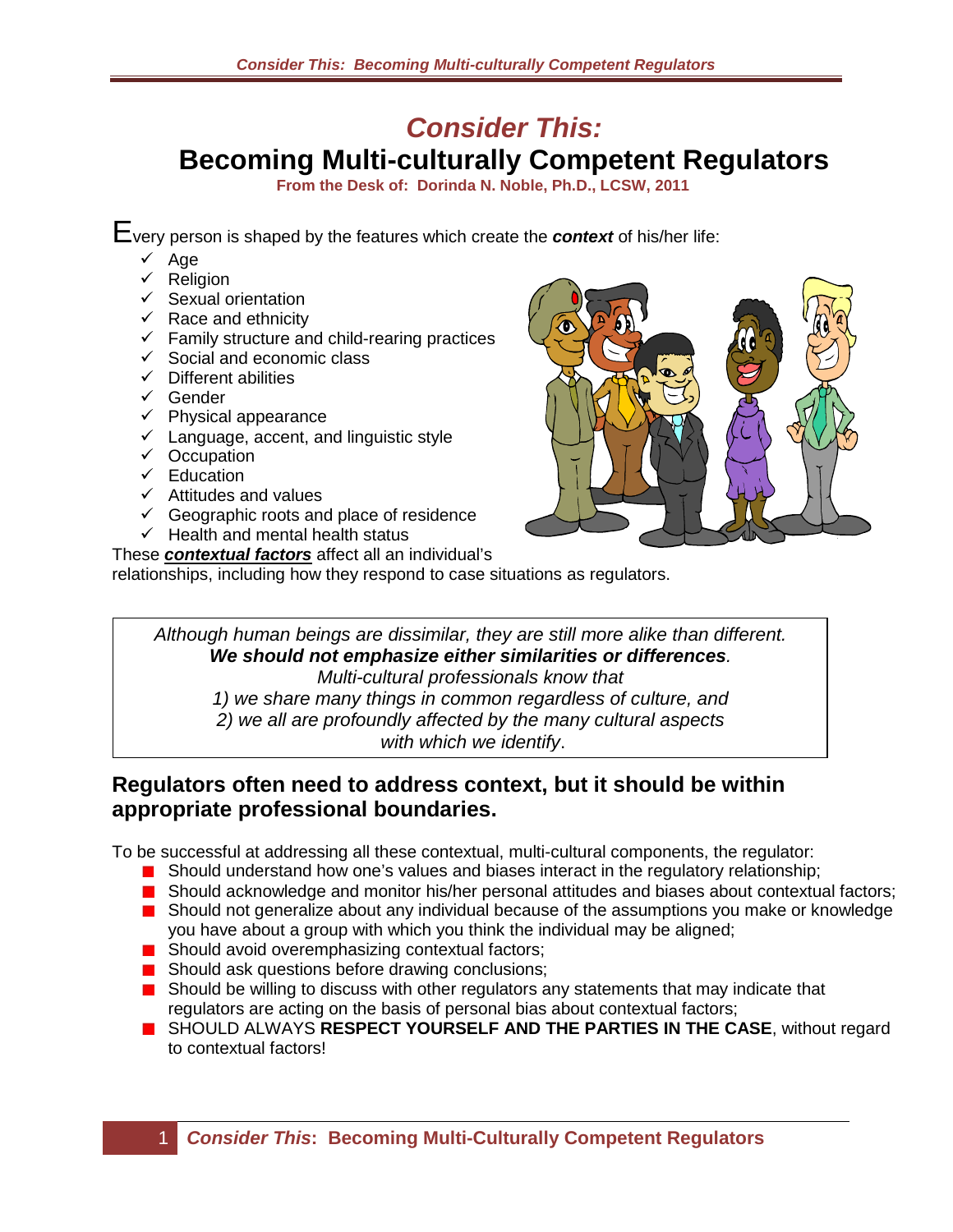# *Consider This:*
# Becoming Multi-culturally Competent Regulators

**From the Desk of: Dorinda N. Noble, Ph.D., LCSW, 2011**

Every person is shaped by the features which create the ***context*** of his/her life:

- ✓ Age
- ✓ Religion
- ✓ Sexual orientation
- ✓ Race and ethnicity
- ✓ Family structure and child-rearing practices
- ✓ Social and economic class
- ✓ Different abilities
- ✓ Gender
- ✓ Physical appearance
- ✓ Language, accent, and linguistic style
- ✓ Occupation
- ✓ Education
- ✓ Attitudes and values
- ✓ Geographic roots and place of residence
- ✓ Health and mental health status

These ***contextual factors*** affect all an individual's relationships, including how they respond to case situations as regulators.

> *Although human beings are dissimilar, they are still more alike than different.*
> ***We should not emphasize either similarities or differences**.*
> *Multi-cultural professionals know that*
> *1) we share many things in common regardless of culture, and*
> *2) we all are profoundly affected by the many cultural aspects with which we identify.*

## Regulators often need to address context, but it should be within appropriate professional boundaries.

To be successful at addressing all these contextual, multi-cultural components, the regulator:

- Should understand how one's values and biases interact in the regulatory relationship;
- Should acknowledge and monitor his/her personal attitudes and biases about contextual factors;
- Should not generalize about any individual because of the assumptions you make or knowledge you have about a group with which you think the individual may be aligned;
- Should avoid overemphasizing contextual factors;
- Should ask questions before drawing conclusions;
- Should be willing to discuss with other regulators any statements that may indicate that regulators are acting on the basis of personal bias about contextual factors;
- SHOULD ALWAYS **RESPECT YOURSELF AND THE PARTIES IN THE CASE**, without regard to contextual factors!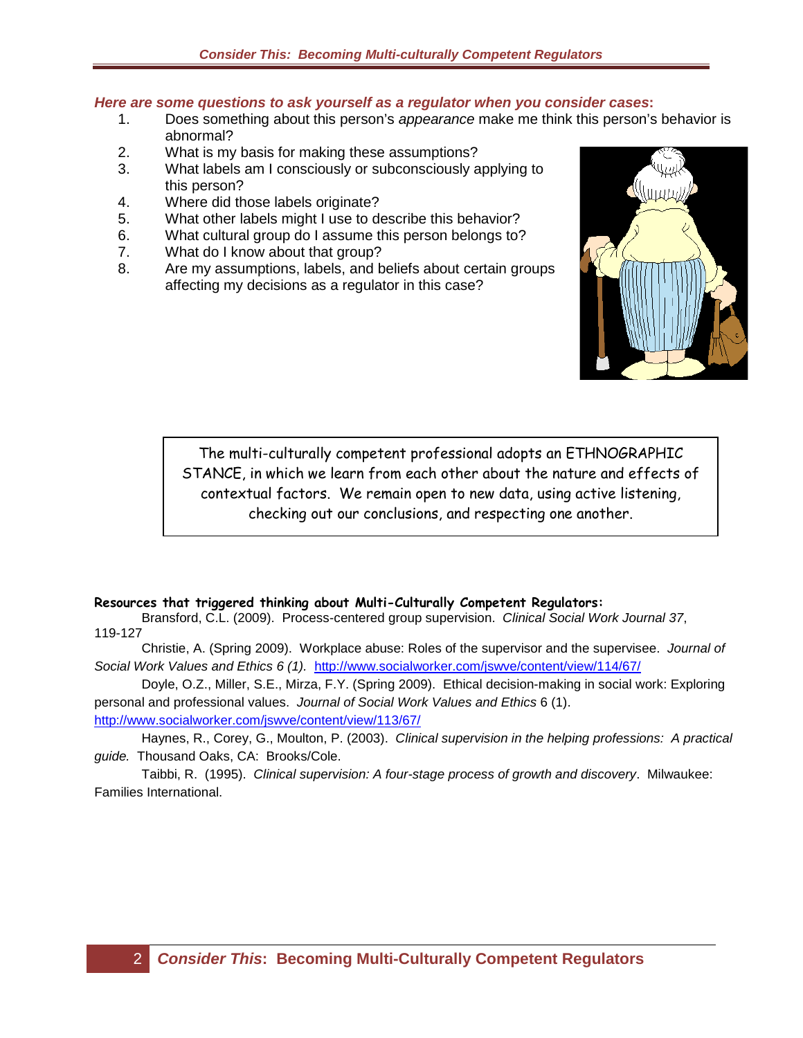***Here are some questions to ask yourself as a regulator when you consider cases*:**

1. Does something about this person's *appearance* make me think this person's behavior is abnormal?
2. What is my basis for making these assumptions?
3. What labels am I consciously or subconsciously applying to this person?
4. Where did those labels originate?
5. What other labels might I use to describe this behavior?
6. What cultural group do I assume this person belongs to?
7. What do I know about that group?
8. Are my assumptions, labels, and beliefs about certain groups affecting my decisions as a regulator in this case?

The multi-culturally competent professional adopts an ETHNOGRAPHIC STANCE, in which we learn from each other about the nature and effects of contextual factors. We remain open to new data, using active listening, checking out our conclusions, and respecting one another.

**Resources that triggered thinking about Multi-Culturally Competent Regulators:**

Bransford, C.L. (2009). Process-centered group supervision. *Clinical Social Work Journal 37*, 119-127

Christie, A. (Spring 2009). Workplace abuse: Roles of the supervisor and the supervisee. *Journal of Social Work Values and Ethics 6 (1).* http://www.socialworker.com/jswve/content/view/114/67/

Doyle, O.Z., Miller, S.E., Mirza, F.Y. (Spring 2009). Ethical decision-making in social work: Exploring personal and professional values. *Journal of Social Work Values and Ethics* 6 (1). http://www.socialworker.com/jswve/content/view/113/67/

Haynes, R., Corey, G., Moulton, P. (2003). *Clinical supervision in the helping professions: A practical guide.* Thousand Oaks, CA: Brooks/Cole.

Taibbi, R. (1995). *Clinical supervision: A four-stage process of growth and discovery*. Milwaukee: Families International.